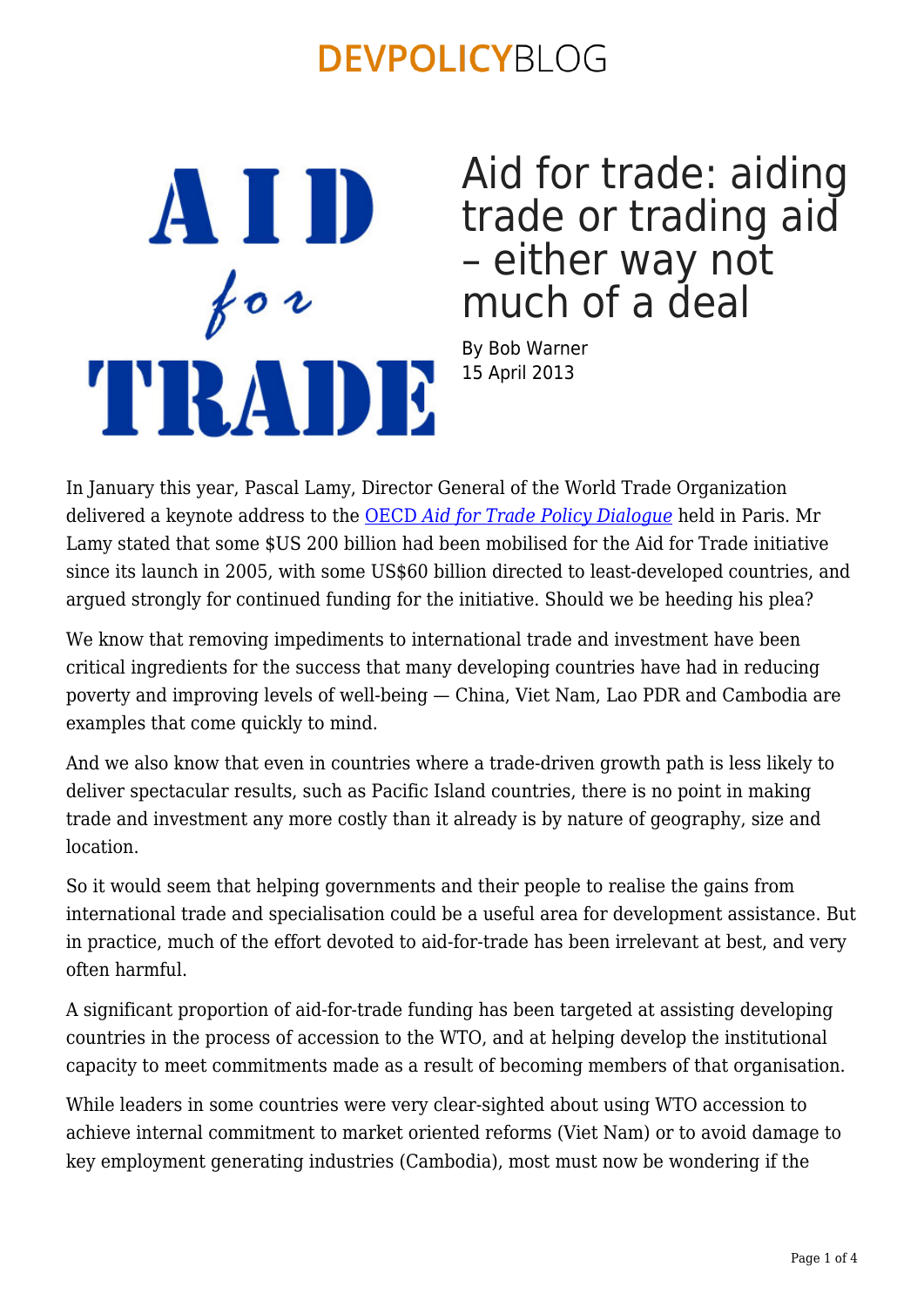# Aid for trade: aiding trade or trading aid – either way not much of a deal

By Bob Warner
15 April 2013

In January this year, Pascal Lamy, Director General of the World Trade Organization delivered a keynote address to the OECD *Aid for Trade Policy Dialogue* held in Paris. Mr Lamy stated that some $US 200 billion had been mobilised for the Aid for Trade initiative since its launch in 2005, with some US$60 billion directed to least-developed countries, and argued strongly for continued funding for the initiative. Should we be heeding his plea?

We know that removing impediments to international trade and investment have been critical ingredients for the success that many developing countries have had in reducing poverty and improving levels of well-being — China, Viet Nam, Lao PDR and Cambodia are examples that come quickly to mind.

And we also know that even in countries where a trade-driven growth path is less likely to deliver spectacular results, such as Pacific Island countries, there is no point in making trade and investment any more costly than it already is by nature of geography, size and location.

So it would seem that helping governments and their people to realise the gains from international trade and specialisation could be a useful area for development assistance. But in practice, much of the effort devoted to aid-for-trade has been irrelevant at best, and very often harmful.

A significant proportion of aid-for-trade funding has been targeted at assisting developing countries in the process of accession to the WTO, and at helping develop the institutional capacity to meet commitments made as a result of becoming members of that organisation.

While leaders in some countries were very clear-sighted about using WTO accession to achieve internal commitment to market oriented reforms (Viet Nam) or to avoid damage to key employment generating industries (Cambodia), most must now be wondering if the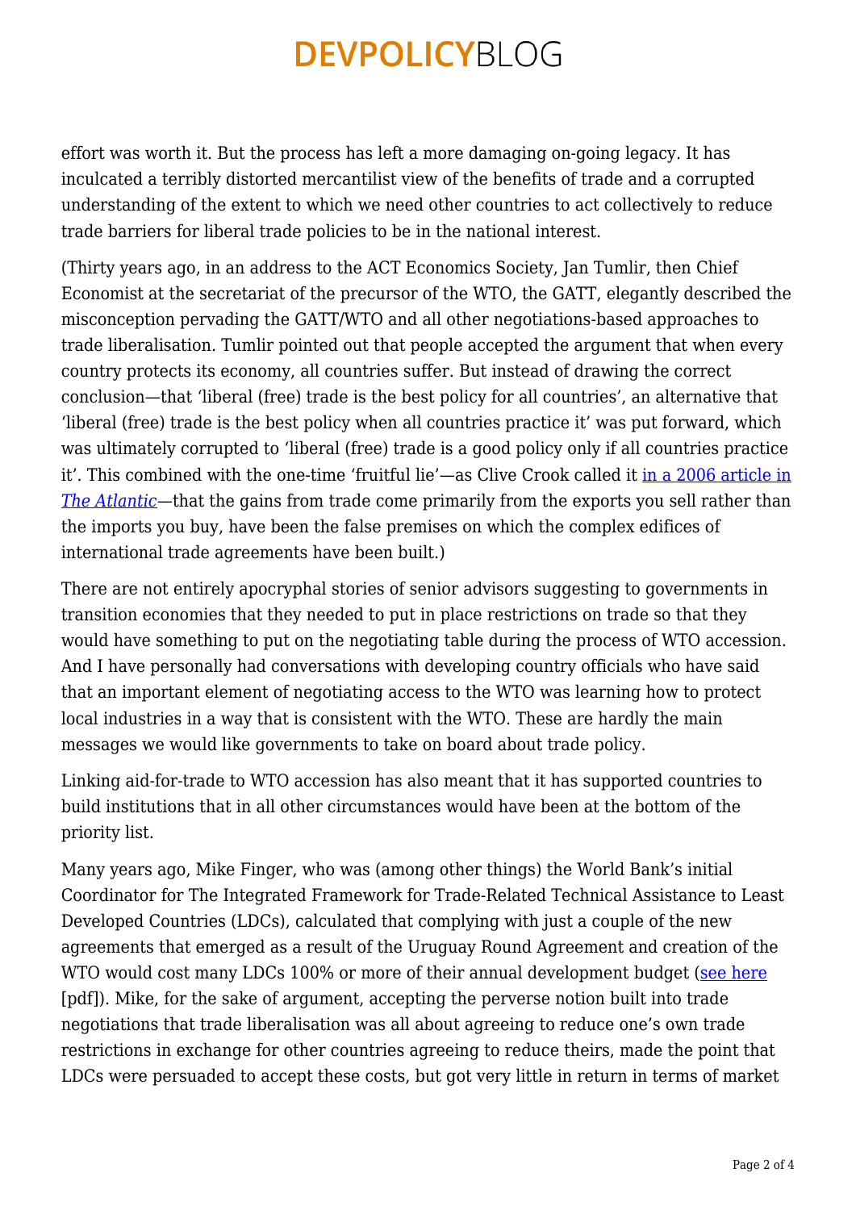effort was worth it. But the process has left a more damaging on-going legacy. It has inculcated a terribly distorted mercantilist view of the benefits of trade and a corrupted understanding of the extent to which we need other countries to act collectively to reduce trade barriers for liberal trade policies to be in the national interest.

(Thirty years ago, in an address to the ACT Economics Society, Jan Tumlir, then Chief Economist at the secretariat of the precursor of the WTO, the GATT, elegantly described the misconception pervading the GATT/WTO and all other negotiations-based approaches to trade liberalisation. Tumlir pointed out that people accepted the argument that when every country protects its economy, all countries suffer. But instead of drawing the correct conclusion—that 'liberal (free) trade is the best policy for all countries', an alternative that 'liberal (free) trade is the best policy when all countries practice it' was put forward, which was ultimately corrupted to 'liberal (free) trade is a good policy only if all countries practice it'. This combined with the one-time 'fruitful lie'—as Clive Crook called it [in a 2006 article in *The Atlantic*]—that the gains from trade come primarily from the exports you sell rather than the imports you buy, have been the false premises on which the complex edifices of international trade agreements have been built.)

There are not entirely apocryphal stories of senior advisors suggesting to governments in transition economies that they needed to put in place restrictions on trade so that they would have something to put on the negotiating table during the process of WTO accession. And I have personally had conversations with developing country officials who have said that an important element of negotiating access to the WTO was learning how to protect local industries in a way that is consistent with the WTO. These are hardly the main messages we would like governments to take on board about trade policy.

Linking aid-for-trade to WTO accession has also meant that it has supported countries to build institutions that in all other circumstances would have been at the bottom of the priority list.

Many years ago, Mike Finger, who was (among other things) the World Bank's initial Coordinator for The Integrated Framework for Trade-Related Technical Assistance to Least Developed Countries (LDCs), calculated that complying with just a couple of the new agreements that emerged as a result of the Uruguay Round Agreement and creation of the WTO would cost many LDCs 100% or more of their annual development budget ([see here] [pdf]). Mike, for the sake of argument, accepting the perverse notion built into trade negotiations that trade liberalisation was all about agreeing to reduce one's own trade restrictions in exchange for other countries agreeing to reduce theirs, made the point that LDCs were persuaded to accept these costs, but got very little in return in terms of market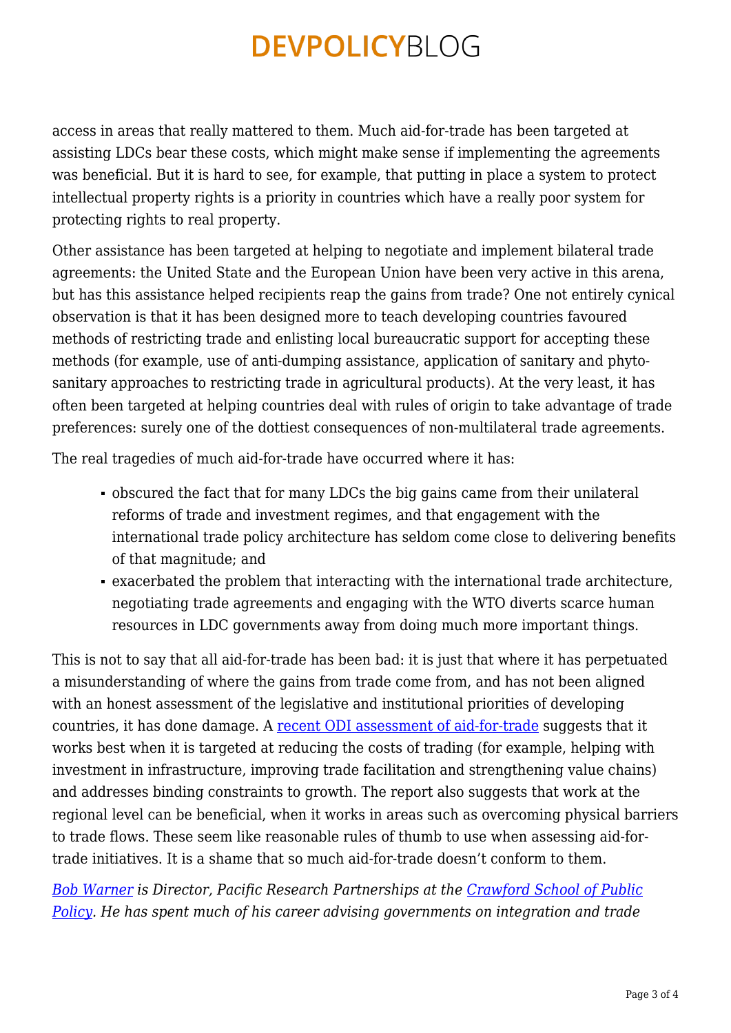access in areas that really mattered to them. Much aid-for-trade has been targeted at assisting LDCs bear these costs, which might make sense if implementing the agreements was beneficial. But it is hard to see, for example, that putting in place a system to protect intellectual property rights is a priority in countries which have a really poor system for protecting rights to real property.

Other assistance has been targeted at helping to negotiate and implement bilateral trade agreements: the United State and the European Union have been very active in this arena, but has this assistance helped recipients reap the gains from trade? One not entirely cynical observation is that it has been designed more to teach developing countries favoured methods of restricting trade and enlisting local bureaucratic support for accepting these methods (for example, use of anti-dumping assistance, application of sanitary and phyto-sanitary approaches to restricting trade in agricultural products). At the very least, it has often been targeted at helping countries deal with rules of origin to take advantage of trade preferences: surely one of the dottiest consequences of non-multilateral trade agreements.

The real tragedies of much aid-for-trade have occurred where it has:

- obscured the fact that for many LDCs the big gains came from their unilateral reforms of trade and investment regimes, and that engagement with the international trade policy architecture has seldom come close to delivering benefits of that magnitude; and
- exacerbated the problem that interacting with the international trade architecture, negotiating trade agreements and engaging with the WTO diverts scarce human resources in LDC governments away from doing much more important things.

This is not to say that all aid-for-trade has been bad: it is just that where it has perpetuated a misunderstanding of where the gains from trade come from, and has not been aligned with an honest assessment of the legislative and institutional priorities of developing countries, it has done damage. A recent ODI assessment of aid-for-trade suggests that it works best when it is targeted at reducing the costs of trading (for example, helping with investment in infrastructure, improving trade facilitation and strengthening value chains) and addresses binding constraints to growth. The report also suggests that work at the regional level can be beneficial, when it works in areas such as overcoming physical barriers to trade flows. These seem like reasonable rules of thumb to use when assessing aid-for-trade initiatives. It is a shame that so much aid-for-trade doesn't conform to them.

*Bob Warner is Director, Pacific Research Partnerships at the Crawford School of Public Policy. He has spent much of his career advising governments on integration and trade*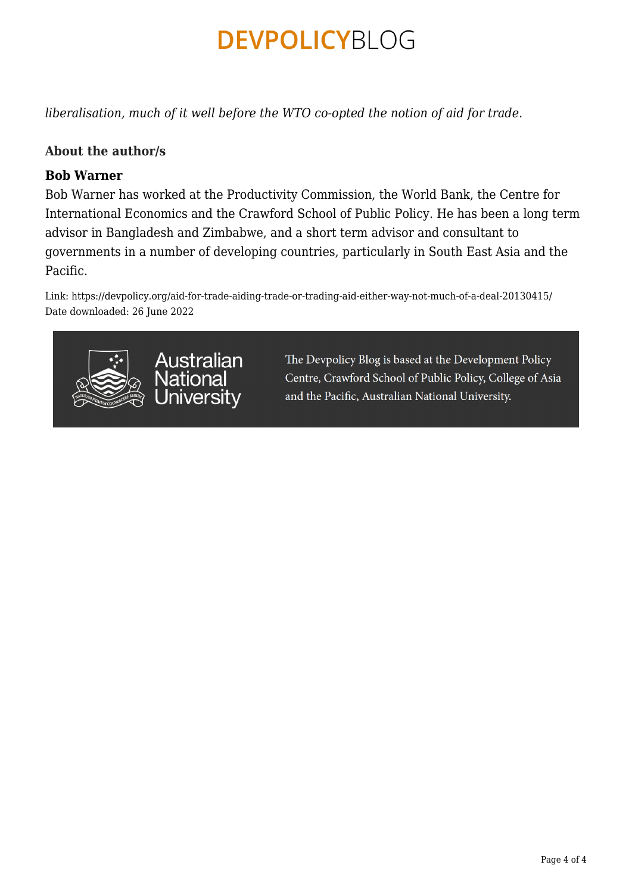*liberalisation, much of it well before the WTO co-opted the notion of aid for trade.*

### About the author/s

**Bob Warner**

Bob Warner has worked at the Productivity Commission, the World Bank, the Centre for International Economics and the Crawford School of Public Policy. He has been a long term advisor in Bangladesh and Zimbabwe, and a short term advisor and consultant to governments in a number of developing countries, particularly in South East Asia and the Pacific.

Link: https://devpolicy.org/aid-for-trade-aiding-trade-or-trading-aid-either-way-not-much-of-a-deal-20130415/
Date downloaded: 26 June 2022

Australian National University

The Devpolicy Blog is based at the Development Policy Centre, Crawford School of Public Policy, College of Asia and the Pacific, Australian National University.